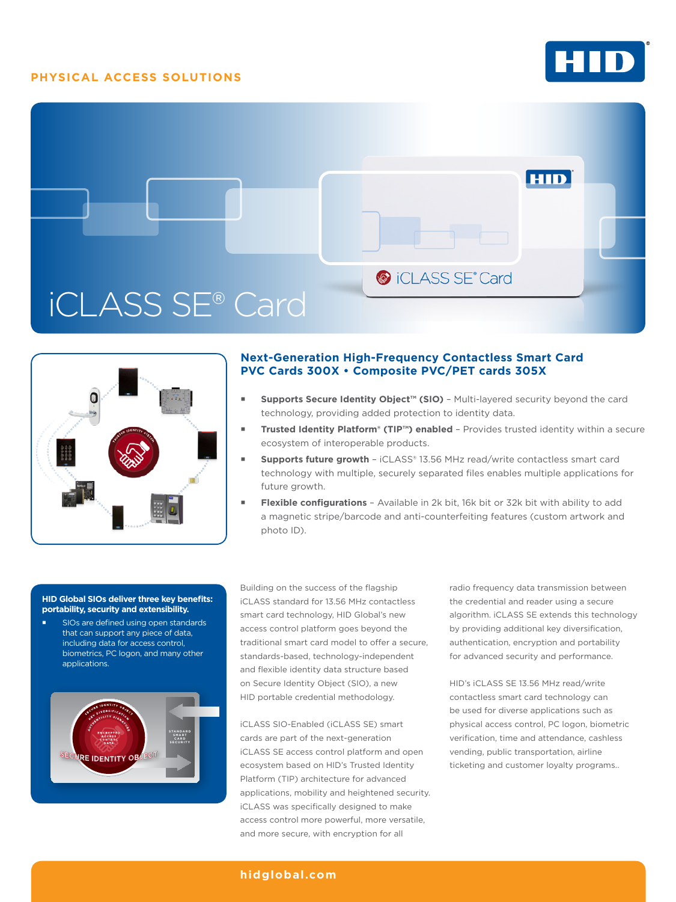PHYSICAL ACCESS SOLUTIONS

# iCLASS SE® Card

## Next-Generation High-Frequency Contactless Smart Card PVC Cards 300X • Composite PVC/PET cards 305X

- **Supports Secure Identity Object™ (SIO)** – Multi-layered security beyond the card technology, providing added protection to identity data.
- **Trusted Identity Platform® (TIP™) enabled** – Provides trusted identity within a secure ecosystem of interoperable products.
- **Supports future growth** – iCLASS® 13.56 MHz read/write contactless smart card technology with multiple, securely separated files enables multiple applications for future growth.
- **Flexible configurations** – Available in 2k bit, 16k bit or 32k bit with ability to add a magnetic stripe/barcode and anti-counterfeiting features (custom artwork and photo ID).

**HID Global SIOs deliver three key benefits: portability, security and extensibility.**

- SIOs are defined using open standards that can support any piece of data, including data for access control, biometrics, PC logon, and many other applications.

Building on the success of the flagship iCLASS standard for 13.56 MHz contactless smart card technology, HID Global's new access control platform goes beyond the traditional smart card model to offer a secure, standards-based, technology-independent and flexible identity data structure based on Secure Identity Object (SIO), a new HID portable credential methodology.

iCLASS SIO-Enabled (iCLASS SE) smart cards are part of the next-generation iCLASS SE access control platform and open ecosystem based on HID's Trusted Identity Platform (TIP) architecture for advanced applications, mobility and heightened security. iCLASS was specifically designed to make access control more powerful, more versatile, and more secure, with encryption for all radio frequency data transmission between the credential and reader using a secure algorithm. iCLASS SE extends this technology by providing additional key diversification, authentication, encryption and portability for advanced security and performance.

HID's iCLASS SE 13.56 MHz read/write contactless smart card technology can be used for diverse applications such as physical access control, PC logon, biometric verification, time and attendance, cashless vending, public transportation, airline ticketing and customer loyalty programs..

hidglobal.com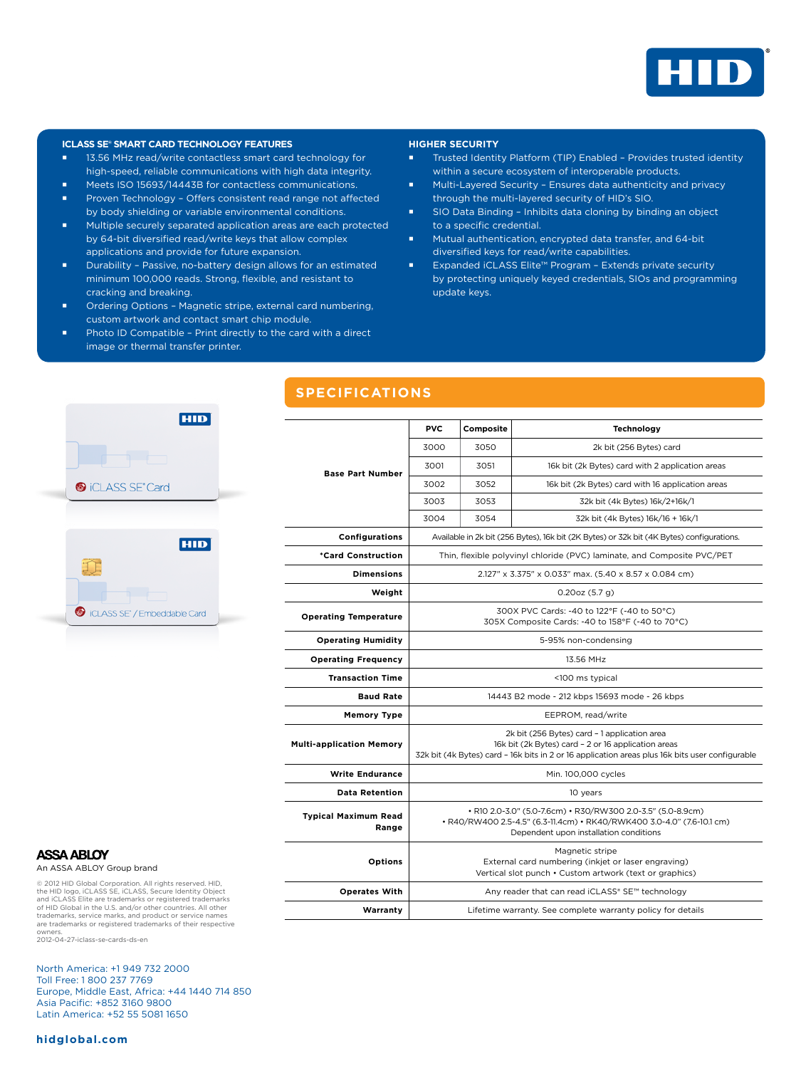## ICLASS SE® SMART CARD TECHNOLOGY FEATURES

- 13.56 MHz read/write contactless smart card technology for high-speed, reliable communications with high data integrity.
- Meets ISO 15693/14443B for contactless communications.
- Proven Technology – Offers consistent read range not affected by body shielding or variable environmental conditions.
- Multiple securely separated application areas are each protected by 64-bit diversified read/write keys that allow complex applications and provide for future expansion.
- Durability – Passive, no-battery design allows for an estimated minimum 100,000 reads. Strong, flexible, and resistant to cracking and breaking.
- Ordering Options – Magnetic stripe, external card numbering, custom artwork and contact smart chip module.
- Photo ID Compatible – Print directly to the card with a direct image or thermal transfer printer.

## HIGHER SECURITY

- Trusted Identity Platform (TIP) Enabled – Provides trusted identity within a secure ecosystem of interoperable products.
- Multi-Layered Security – Ensures data authenticity and privacy through the multi-layered security of HID's SIO.
- SIO Data Binding – Inhibits data cloning by binding an object to a specific credential.
- Mutual authentication, encrypted data transfer, and 64-bit diversified keys for read/write capabilities.
- Expanded iCLASS Elite™ Program – Extends private security by protecting uniquely keyed credentials, SIOs and programming update keys.

## SPECIFICATIONS

| | PVC | Composite | Technology |
|---|---|---|---|
| **Base Part Number** | 3000 | 3050 | 2k bit (256 Bytes) card |
| | 3001 | 3051 | 16k bit (2k Bytes) card with 2 application areas |
| | 3002 | 3052 | 16k bit (2k Bytes) card with 16 application areas |
| | 3003 | 3053 | 32k bit (4k Bytes) 16k/2+16k/1 |
| | 3004 | 3054 | 32k bit (4k Bytes) 16k/16 + 16k/1 |
| **Configurations** | Available in 2k bit (256 Bytes), 16k bit (2K Bytes) or 32k bit (4K Bytes) configurations. | | |
| ***Card Construction** | Thin, flexible polyvinyl chloride (PVC) laminate, and Composite PVC/PET | | |
| **Dimensions** | 2.127" x 3.375" x 0.033" max. (5.40 x 8.57 x 0.084 cm) | | |
| **Weight** | 0.20oz (5.7 g) | | |
| **Operating Temperature** | 300X PVC Cards: -40 to 122°F (-40 to 50°C)<br>305X Composite Cards: -40 to 158°F (-40 to 70°C) | | |
| **Operating Humidity** | 5-95% non-condensing | | |
| **Operating Frequency** | 13.56 MHz | | |
| **Transaction Time** | <100 ms typical | | |
| **Baud Rate** | 14443 B2 mode - 212 kbps 15693 mode - 26 kbps | | |
| **Memory Type** | EEPROM, read/write | | |
| **Multi-application Memory** | 2k bit (256 Bytes) card – 1 application area<br>16k bit (2k Bytes) card – 2 or 16 application areas<br>32k bit (4k Bytes) card – 16k bits in 2 or 16 application areas plus 16k bits user configurable | | |
| **Write Endurance** | Min. 100,000 cycles | | |
| **Data Retention** | 10 years | | |
| **Typical Maximum Read Range** | • R10 2.0-3.0" (5.0-7.6cm) • R30/RW300 2.0-3.5" (5.0-8.9cm)<br>• R40/RW400 2.5-4.5" (6.3-11.4cm) • RK40/RWK400 3.0-4.0" (7.6-10.1 cm)<br>Dependent upon installation conditions | | |
| **Options** | Magnetic stripe<br>External card numbering (inkjet or laser engraving)<br>Vertical slot punch • Custom artwork (text or graphics) | | |
| **Operates With** | Any reader that can read iCLASS® SE™ technology | | |
| **Warranty** | Lifetime warranty. See complete warranty policy for details | | |

iCLASS SE® Card

iCLASS SE® / Embeddable Card

**ASSA ABLOY**
An ASSA ABLOY Group brand

© 2012 HID Global Corporation. All rights reserved. HID, the HID logo, iCLASS SE, iCLASS, Secure Identity Object and iCLASS Elite are trademarks or registered trademarks of HID Global in the U.S. and/or other countries. All other trademarks, service marks, and product or service names are trademarks or registered trademarks of their respective owners.
2012-04-27-iclass-se-cards-ds-en

North America: +1 949 732 2000
Toll Free: 1 800 237 7769
Europe, Middle East, Africa: +44 1440 714 850
Asia Pacific: +852 3160 9800
Latin America: +52 55 5081 1650

**hidglobal.com**